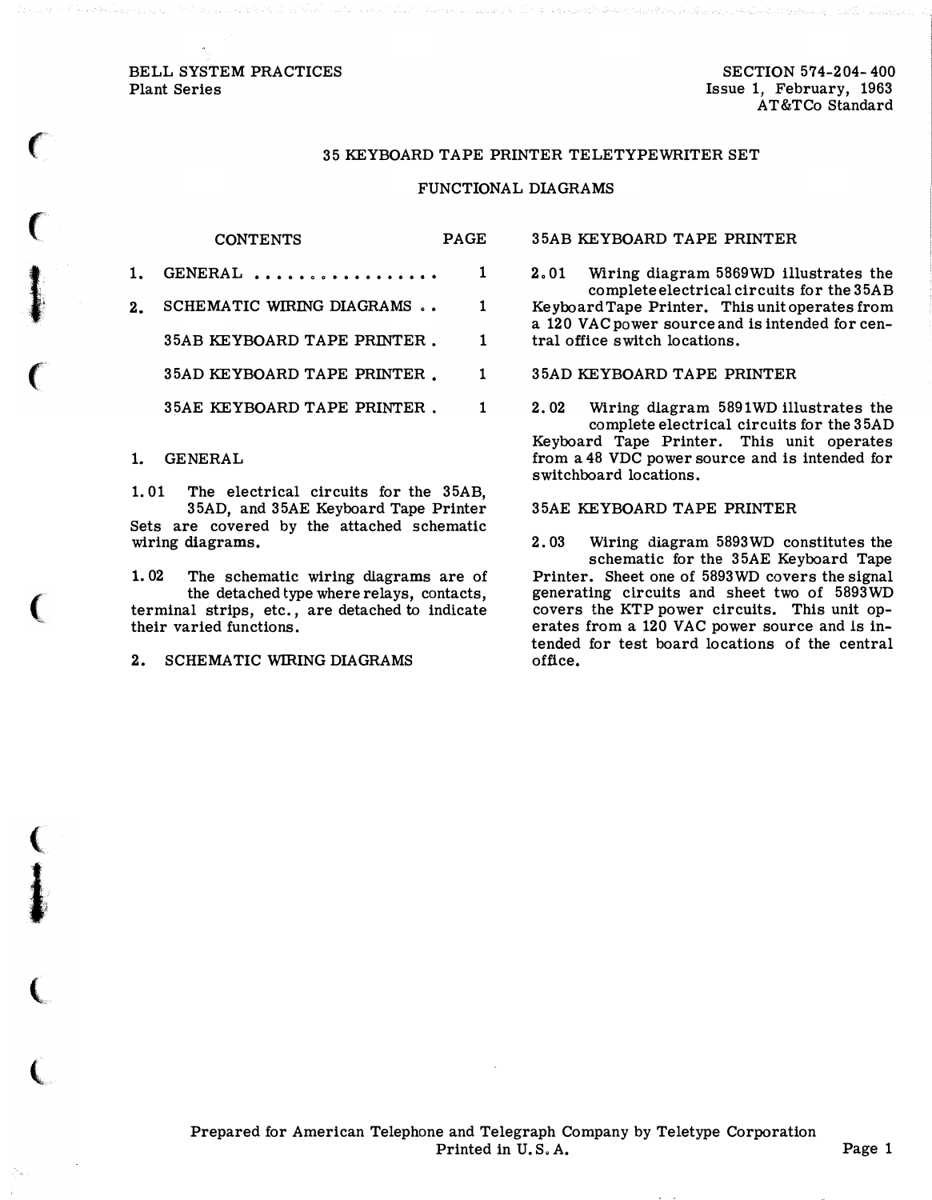BELL SYSTEM PRACTICES
Plant Series

SECTION 574-204-400
Issue 1, February, 1963
AT&TCo Standard

# 35 KEYBOARD TAPE PRINTER TELETYPEWRITER SET

## FUNCTIONAL DIAGRAMS

| CONTENTS | PAGE |
|---|---|
| 1. GENERAL | 1 |
| 2. SCHEMATIC WIRING DIAGRAMS | 1 |
| 35AB KEYBOARD TAPE PRINTER | 1 |
| 35AD KEYBOARD TAPE PRINTER | 1 |
| 35AE KEYBOARD TAPE PRINTER | 1 |

## 1. GENERAL

1.01 The electrical circuits for the 35AB, 35AD, and 35AE Keyboard Tape Printer Sets are covered by the attached schematic wiring diagrams.

1.02 The schematic wiring diagrams are of the detached type where relays, contacts, terminal strips, etc., are detached to indicate their varied functions.

## 2. SCHEMATIC WIRING DIAGRAMS

### 35AB KEYBOARD TAPE PRINTER

2.01 Wiring diagram 5869WD illustrates the complete electrical circuits for the 35AB Keyboard Tape Printer. This unit operates from a 120 VAC power source and is intended for central office switch locations.

### 35AD KEYBOARD TAPE PRINTER

2.02 Wiring diagram 5891WD illustrates the complete electrical circuits for the 35AD Keyboard Tape Printer. This unit operates from a 48 VDC power source and is intended for switchboard locations.

### 35AE KEYBOARD TAPE PRINTER

2.03 Wiring diagram 5893WD constitutes the schematic for the 35AE Keyboard Tape Printer. Sheet one of 5893WD covers the signal generating circuits and sheet two of 5893WD covers the KTP power circuits. This unit operates from a 120 VAC power source and is intended for test board locations of the central office.

Prepared for American Telephone and Telegraph Company by Teletype Corporation
Printed in U.S.A.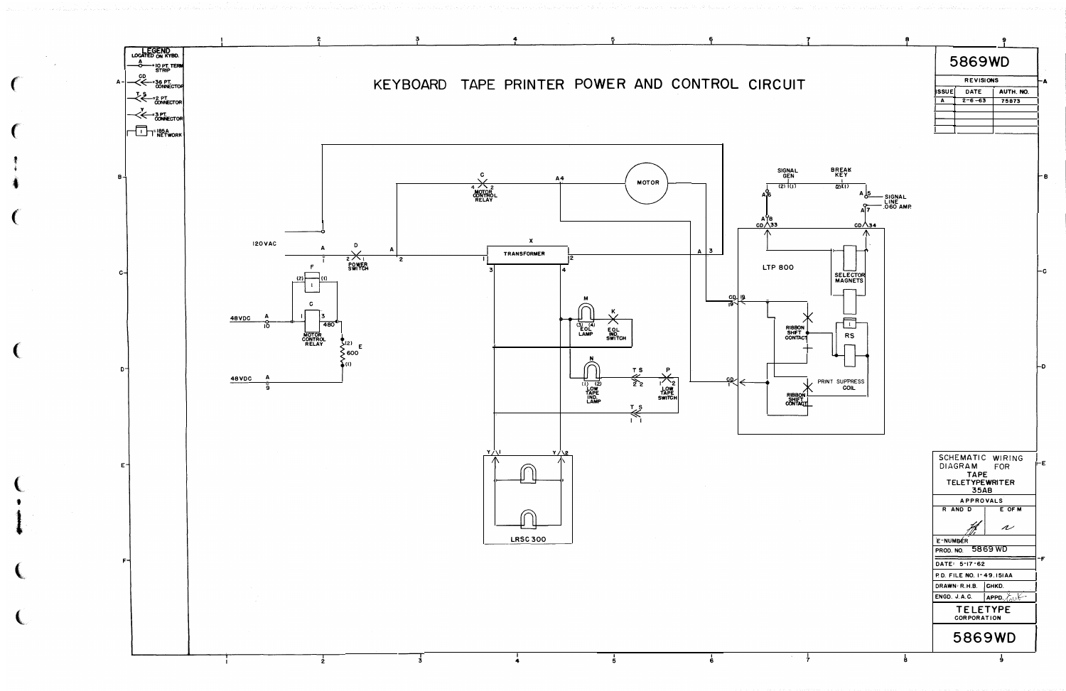# KEYBOARD TAPE PRINTER POWER AND CONTROL CIRCUIT

**LEGEND**

LOCATED ON KYBD.

- A = 10 PT. TERM STRIP
- CD = 36 PT. CONNECTOR
- T S = 2 PT. CONNECTOR
- Y = 3 PT. CONNECTOR
- 1 = 185A NETWORK

120 VAC

48VDC A 10

48VDC A 9

D POWER SWITCH

C MOTOR CONTROL RELAY

F

C MOTOR CONTROL RELAY 480

E 600

X TRANSFORMER

MOTOR

M EOL LAMP

K EOL IND. SWITCH

N LOW TAPE IND. LAMP

P LOW TAPE SWITCH

LRSC 300

SIGNAL GEN

BREAK KEY

SIGNAL LINE .060 AMP.

LTP 800

SELECTOR MAGNETS

RIBBON SHFT CONTACT

RS

PRINT SUPPRESS COIL

RIBBON SHIFT CONTACT

| 5869WD | | |
|---|---|---|
| REVISIONS | | |
| ISSUE | DATE | AUTH. NO. |
| A | 2-6-63 | 75873 |

SCHEMATIC WIRING DIAGRAM FOR TAPE TELETYPEWRITER 35AB

| APPROVALS | |
|---|---|
| R AND D | E OF M |

E-NUMBER

PROD. NO. 5869WD

DATE: 5-17-62

P.D. FILE NO. 1-49.151AA

DRAWN: R.H.B. CHKD.

ENGD. J.A.C. APPD.

TELETYPE CORPORATION

5869WD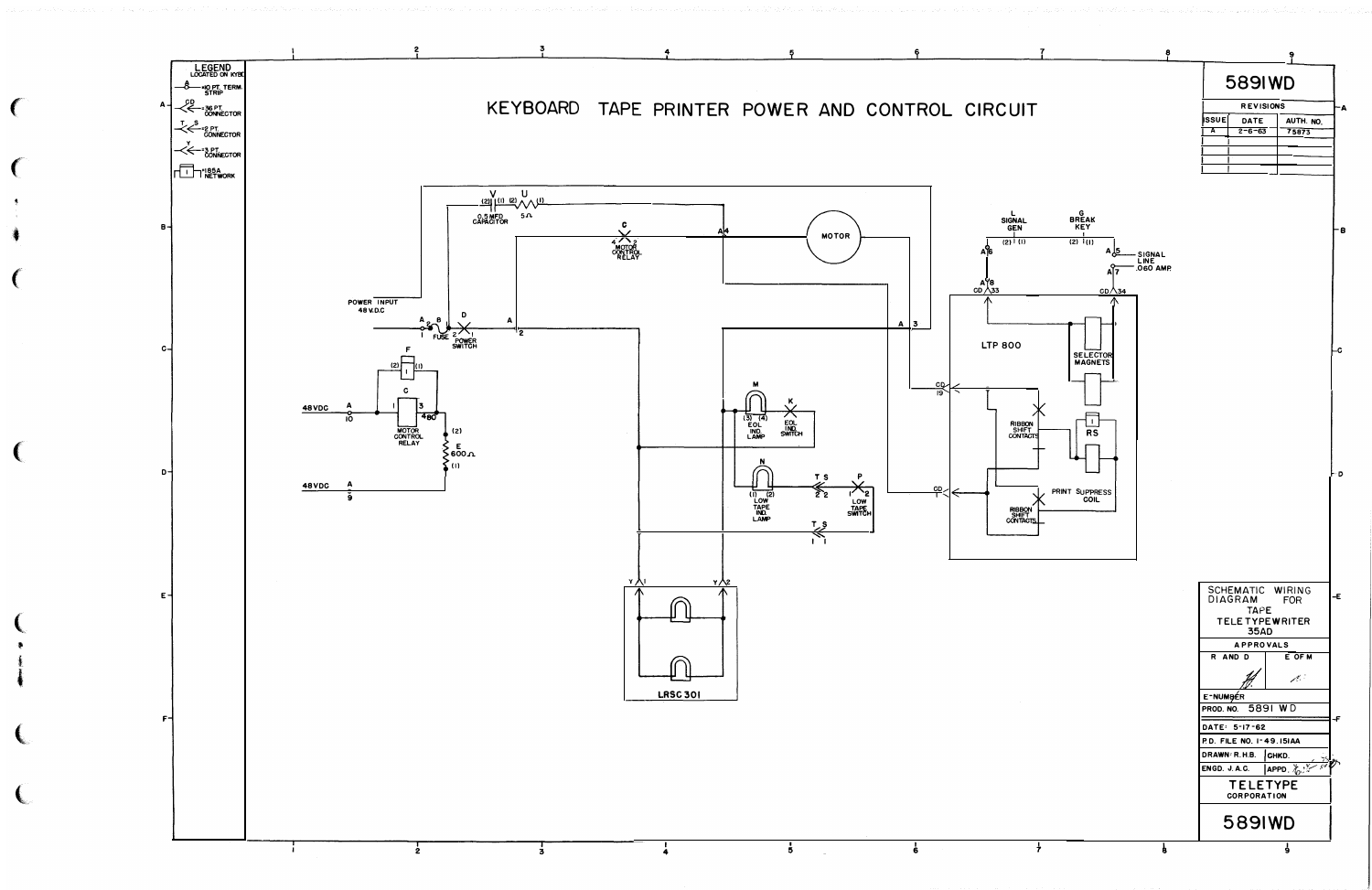# KEYBOARD TAPE PRINTER POWER AND CONTROL CIRCUIT

**LEGEND** LOCATED ON KYBD

- A = 40 PT. TERM. STRIP
- CD = 36 PT CONNECTOR
- T S = 2 PT CONNECTOR
- Y = 3 PT CONNECTOR
- 1 = 185A NETWORK

POWER INPUT 48 V.D.C

A 1, B, FUSE, D 2 1 POWER SWITCH, A 2

V (2) (1) 0.5 MFD CAPACITOR, U (2) (1) 5Ω

C 4 2 MOTOR CONTROL RELAY

A 4 MOTOR A 3 3

L SIGNAL GEN (2) (1), G BREAK KEY (2) (1)

A 6, A 5 SIGNAL LINE .060 AMP, A 7, A 8

CD 33, CD 34, CD 19, CD 1

LTP 800

SELECTOR MAGNETS, RIBBON SHIFT CONTACTS, RS, PRINT SUPPRESS COIL, RIBBON SHIFT CONTACTS

F (2) (1)

48VDC A 10, C 1 3 4 80 MOTOR CONTROL RELAY, E (2) 600Ω (1)

48VDC A 9

M (3) (4) EOL IND. LAMP, K EOL IND. SWITCH

N (1) (2) LOW TAPE IND. LAMP, T S 2 2, P 1 2 LOW TAPE SWITCH

T S 1 1

Y 1, Y 2

LRSC 301

| 5891WD | | |
|---|---|---|
| REVISIONS | | |
| ISSUE | DATE | AUTH. NO. |
| A | 2-6-63 | 75873 |

| SCHEMATIC WIRING DIAGRAM FOR TAPE TELETYPEWRITER 35AD | |
|---|---|
| APPROVALS | |
| R AND D | E OF M |
| E-NUMBER | |
| PROD. NO. 5891 WD | |
| DATE: 5-17-62 | |
| P.D. FILE NO. 1-49.151AA | |
| DRAWN: R.H.B. | CHKD. |
| ENGD. J.A.C. | APPD. |
| TELETYPE CORPORATION | |
| 5891WD | |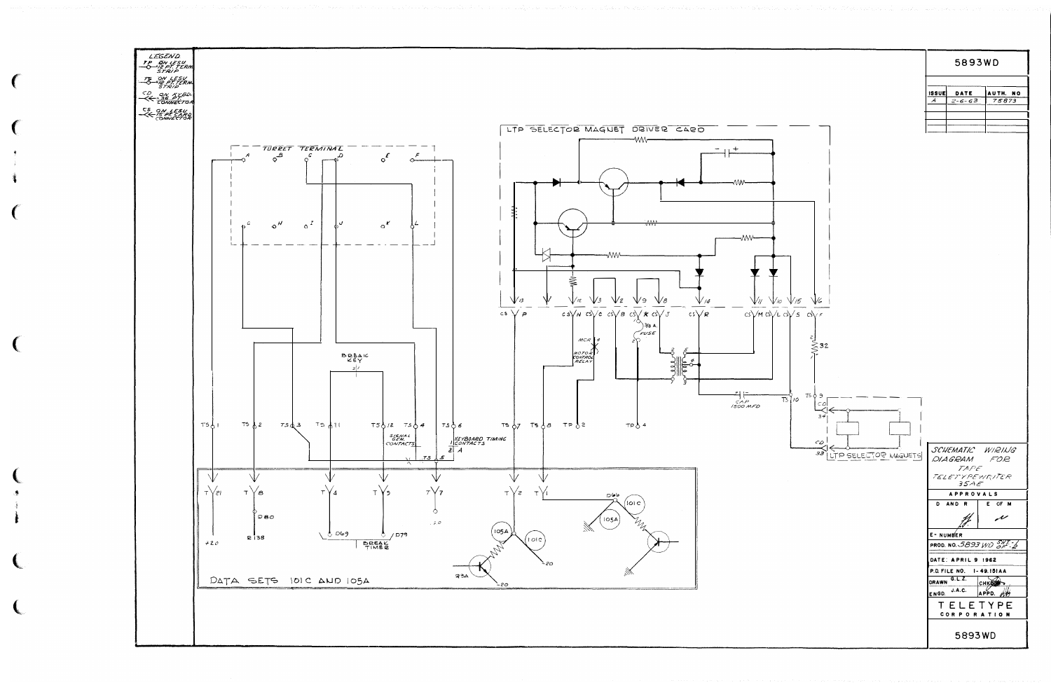5893WD

| ISSUE | DATE | AUTH. NO |
|---|---|---|
| A | 2-6-63 | 75873 |

**LEGEND**

- TP — ON LESU 12 PT. TERM. STRIP
- TS — ON LESU 12 PT. TERM. STRIP
- CD — ON KYBD. 38 PT. CONNECTOR
- CS — ON LESU 15 PT. CARD CONNECTOR

TURRET TERMINAL

A B C D E F

G H I J K L

LTP SELECTOR MAGNET DRIVER CARD

13 12 3 2 9 8 14 11 10 15 6

CS P  CS N  CS C  CS B  CS K  CS J  CS R  CS M  CS L  CS S  CS F

MCR 4 MOTOR CONTROL RELAY

3/8 A. FUSE

CAP 1500 MFD

BREAK KEY

SIGNAL GEN. CONTACTS

KEYBOARD TIMING CONTACTS

TS 1  TS 2  TS 3  TS 11  TS 12  TS 4  TS 6  TS 7  TS 8  TP 2  TP 4  TS 9  TS 10  TS 5

LTP SELECTOR MAGNETS

DATA SETS 101C AND 105A

T 21  T 8  T 4  T 5  T 7  T 2  T 1

+20  D80  R 138  D69  D79  BREAK TIMER  -20  105A  101C  D66  23A

SCHEMATIC WIRING DIAGRAM FOR TAPE TELETYPEWRITER 35AE

| APPROVALS | |
|---|---|
| D AND R | E OF M |

E- NUMBER

PROD. NO. 5893WD SHT. 2 OF 2

DATE: APRIL 9 1962

P.D. FILE NO. 1-49.151AA

DRAWN G.L.Z. CHKD.

ENGD. J.A.C. APPD.

TELETYPE CORPORATION

5893WD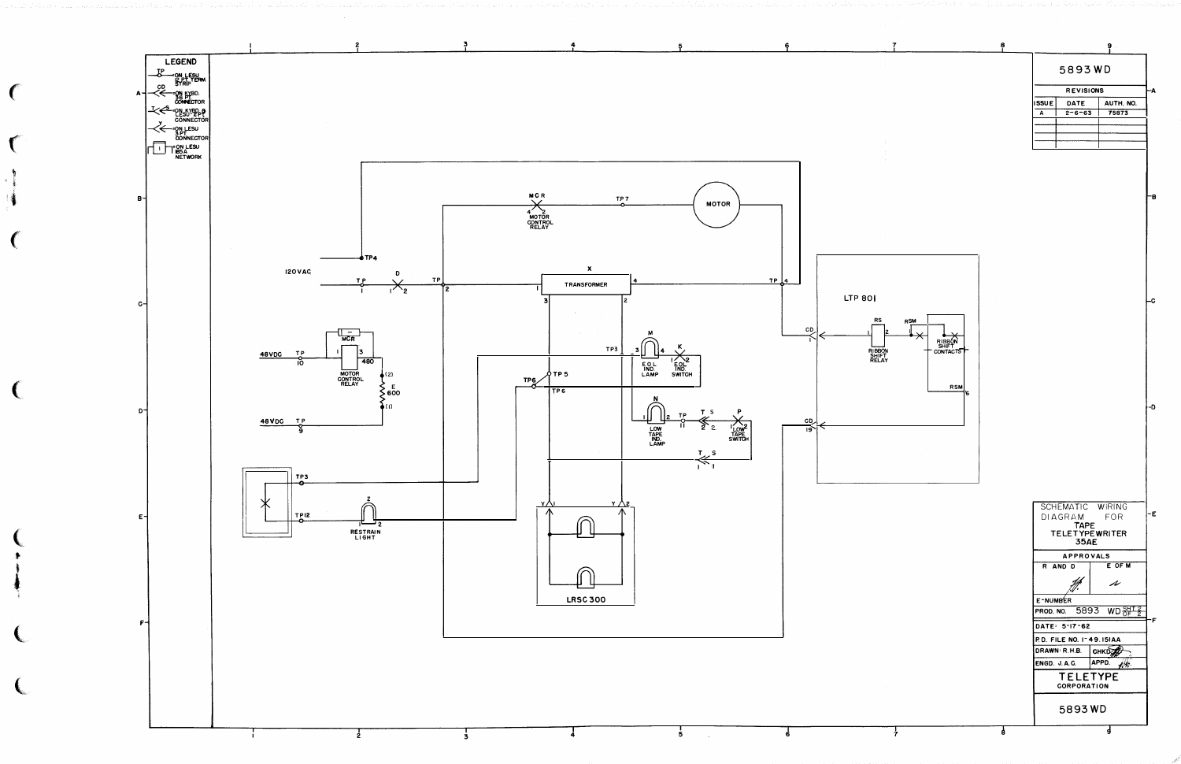## LEGEND

- TP — ON LESU 12 PT. TERM STRIP
- CD — ON KYBD. 36 PT. CONNECTOR
- T S — ON KYBD & LESU 2 PT. CONNECTOR
- Y — ON LESU 3 PT. CONNECTOR
- 1 — ON LESU 185A NETWORK

5893 WD

| ISSUE | DATE | AUTH. NO. |
|---|---|---|
| A | 2-6-63 | 75873 |

120VAC

TP4

TP 1 — D 1 2 — TP 2

MCR 4 2 MOTOR CONTROL RELAY

TP7

MOTOR

X

TRANSFORMER 1 4 3 2

TP 4

48VDC TP 10

MCR 1 3 480 MOTOR CONTROL RELAY

(2) E 600 (1)

48VDC TP 9

TP3 3 M 4 EOL IND LAMP

K 1 2 EOL IND SWITCH

TP6 TP 5 TP6

N 1 2 LOW TAPE IND. LAMP

TP 11 T S 2 2

P 1 2 LOW TAPE SWITCH

T S 1 1

TP3

TP12

Z 1 2 RESTRAIN LIGHT

Y 1 Y 2

LRSC 300

LTP 801

CD 1

RS 1 2 RIBBON SHIFT RELAY

RSM

RIBBON SHIFT CONTACTS

RSM 6

CD 19

SCHEMATIC WIRING DIAGRAM FOR TAPE TELETYPEWRITER 35AE

| APPROVALS | |
|---|---|
| R AND D | E OF M |

E-NUMBER

PROD. NO. 5893 WD SHT 2 OF 2

DATE: 5-17-62

P.D. FILE NO. 1-49.151AA

DRAWN: R.H.B. CHKD.

ENGD. J.A.C. APPD.

TELETYPE CORPORATION

5893 WD